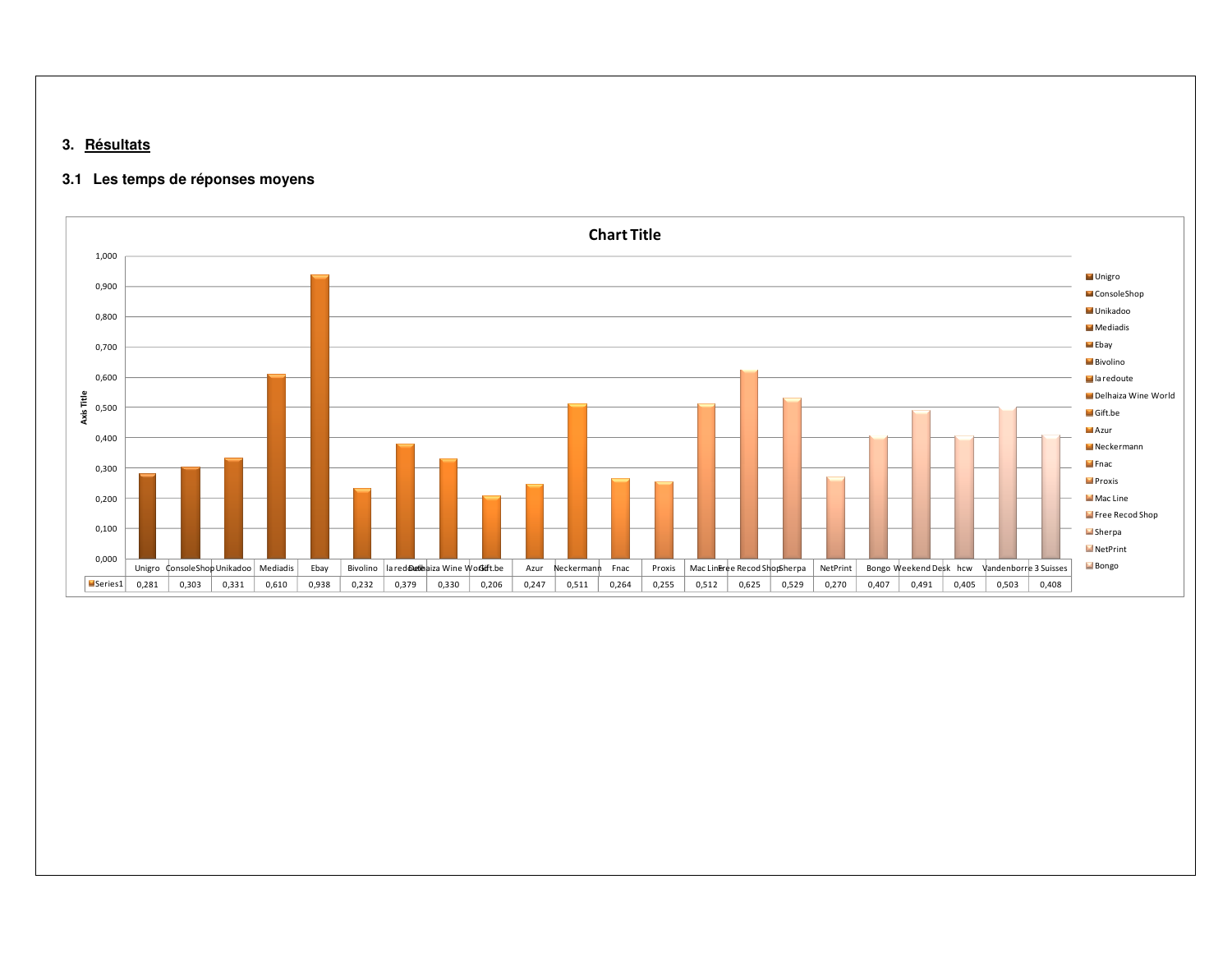## 3. Résultats

### 3.1 Les temps de réponses moyens

**Chart Title**

| | Unigro | ConsoleShop | Unikadoo | Mediadis | Ebay | Bivolino | la redoute | Delhaiza Wine World | Gift.be | Azur | Neckermann | Fnac | Proxis | Mac Line | Free Recod Shop | Sherpa | NetPrint | Bongo | Weekend Desk | hcw | Vandenborre | 3 Suisses |
|---|---|---|---|---|---|---|---|---|---|---|---|---|---|---|---|---|---|---|---|---|---|---|
| Series1 | 0,281 | 0,303 | 0,331 | 0,610 | 0,938 | 0,232 | 0,379 | 0,330 | 0,206 | 0,247 | 0,511 | 0,264 | 0,255 | 0,512 | 0,625 | 0,529 | 0,270 | 0,407 | 0,491 | 0,405 | 0,503 | 0,408 |

Axis Title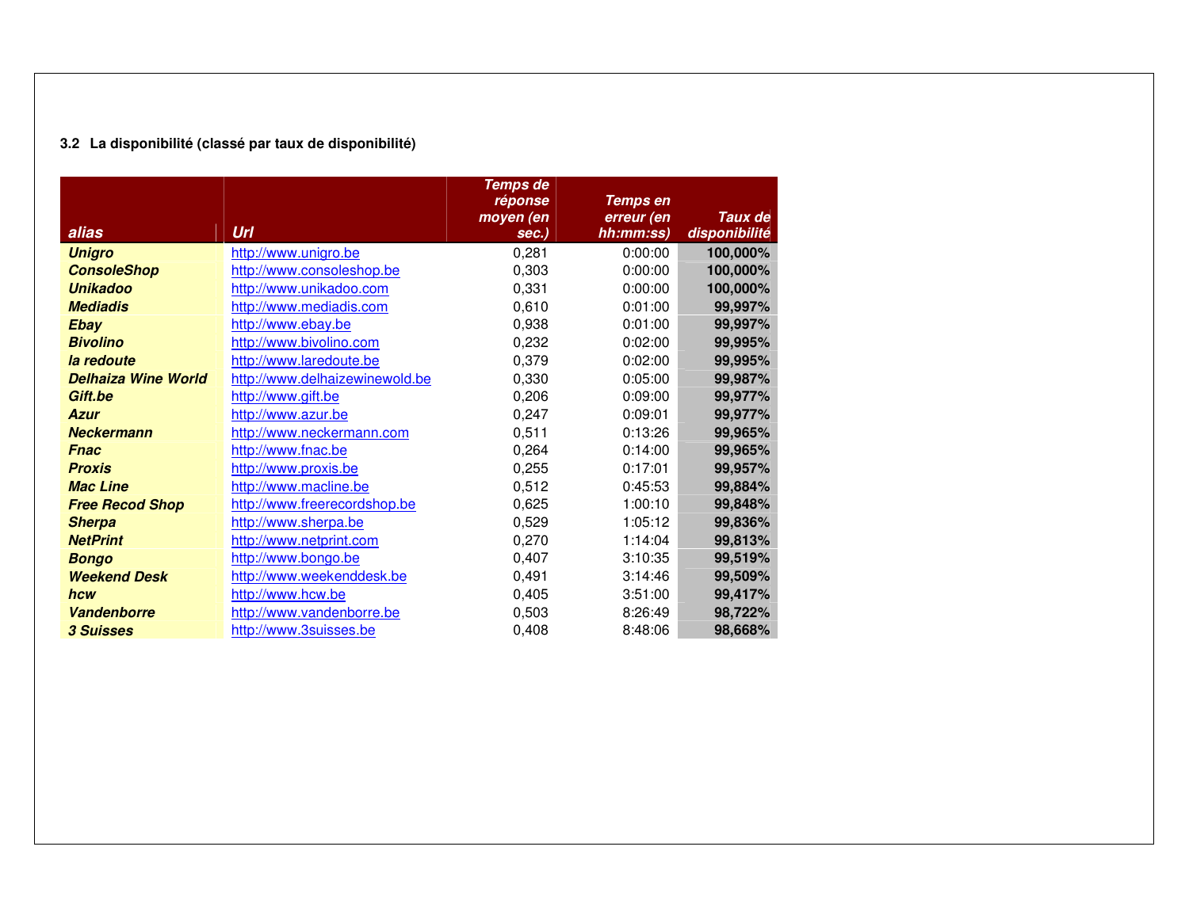### 3.2 La disponibilité (classé par taux de disponibilité)

| alias | Url | Temps de réponse moyen (en sec.) | Temps en erreur (en hh:mm:ss) | Taux de disponibilité |
|---|---|---|---|---|
| ***Unigro*** | http://www.unigro.be | 0,281 | 0:00:00 | **100,000%** |
| ***ConsoleShop*** | http://www.consoleshop.be | 0,303 | 0:00:00 | **100,000%** |
| ***Unikadoo*** | http://www.unikadoo.com | 0,331 | 0:00:00 | **100,000%** |
| ***Mediadis*** | http://www.mediadis.com | 0,610 | 0:01:00 | **99,997%** |
| ***Ebay*** | http://www.ebay.be | 0,938 | 0:01:00 | **99,997%** |
| ***Bivolino*** | http://www.bivolino.com | 0,232 | 0:02:00 | **99,995%** |
| ***la redoute*** | http://www.laredoute.be | 0,379 | 0:02:00 | **99,995%** |
| ***Delhaiza Wine World*** | http://www.delhaizewinewold.be | 0,330 | 0:05:00 | **99,987%** |
| ***Gift.be*** | http://www.gift.be | 0,206 | 0:09:00 | **99,977%** |
| ***Azur*** | http://www.azur.be | 0,247 | 0:09:01 | **99,977%** |
| ***Neckermann*** | http://www.neckermann.com | 0,511 | 0:13:26 | **99,965%** |
| ***Fnac*** | http://www.fnac.be | 0,264 | 0:14:00 | **99,965%** |
| ***Proxis*** | http://www.proxis.be | 0,255 | 0:17:01 | **99,957%** |
| ***Mac Line*** | http://www.macline.be | 0,512 | 0:45:53 | **99,884%** |
| ***Free Recod Shop*** | http://www.freerecordshop.be | 0,625 | 1:00:10 | **99,848%** |
| ***Sherpa*** | http://www.sherpa.be | 0,529 | 1:05:12 | **99,836%** |
| ***NetPrint*** | http://www.netprint.com | 0,270 | 1:14:04 | **99,813%** |
| ***Bongo*** | http://www.bongo.be | 0,407 | 3:10:35 | **99,519%** |
| ***Weekend Desk*** | http://www.weekenddesk.be | 0,491 | 3:14:46 | **99,509%** |
| ***hcw*** | http://www.hcw.be | 0,405 | 3:51:00 | **99,417%** |
| ***Vandenborre*** | http://www.vandenborre.be | 0,503 | 8:26:49 | **98,722%** |
| ***3 Suisses*** | http://www.3suisses.be | 0,408 | 8:48:06 | **98,668%** |